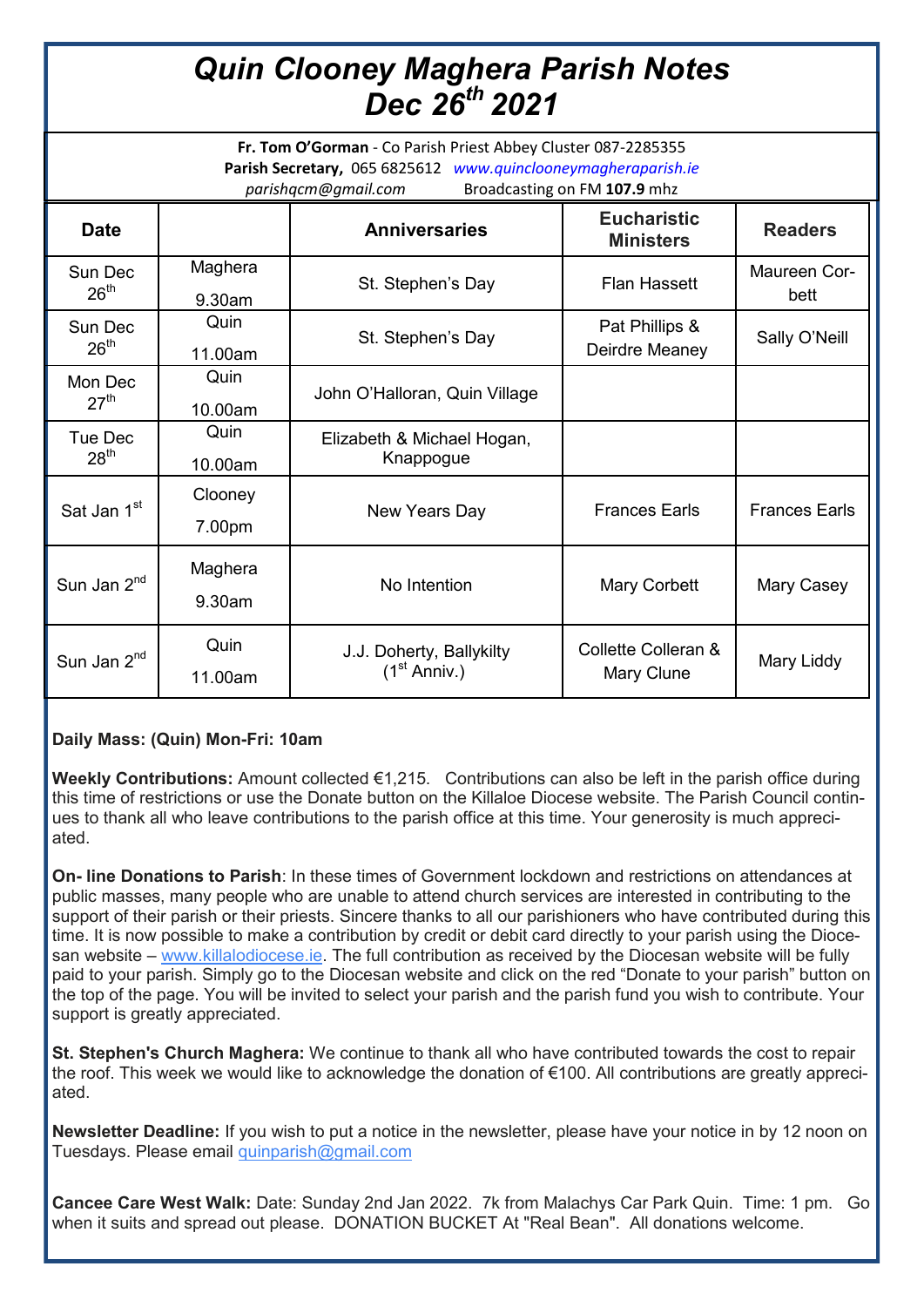# *Quin Clooney Maghera Parish Notes Dec 26th 2021*

**Fr. Tom O'Gorman** - Co Parish Priest Abbey Cluster 087-2285355
**Parish Secretary,** 065 6825612 *www.quinclooneymagheraparish.ie*
*parishqcm@gmail.com* Broadcasting on FM **107.9** mhz

| Date | | Anniversaries | Eucharistic Ministers | Readers |
|---|---|---|---|---|
| Sun Dec 26th | Maghera 9.30am | St. Stephen's Day | Flan Hassett | Maureen Corbett |
| Sun Dec 26th | Quin 11.00am | St. Stephen's Day | Pat Phillips & Deirdre Meaney | Sally O'Neill |
| Mon Dec 27th | Quin 10.00am | John O'Halloran, Quin Village | | |
| Tue Dec 28th | Quin 10.00am | Elizabeth & Michael Hogan, Knappogue | | |
| Sat Jan 1st | Clooney 7.00pm | New Years Day | Frances Earls | Frances Earls |
| Sun Jan 2nd | Maghera 9.30am | No Intention | Mary Corbett | Mary Casey |
| Sun Jan 2nd | Quin 11.00am | J.J. Doherty, Ballykilty (1st Anniv.) | Collette Colleran & Mary Clune | Mary Liddy |

**Daily Mass: (Quin) Mon-Fri: 10am**

**Weekly Contributions:** Amount collected €1,215. Contributions can also be left in the parish office during this time of restrictions or use the Donate button on the Killaloe Diocese website. The Parish Council continues to thank all who leave contributions to the parish office at this time. Your generosity is much appreciated.

**On- line Donations to Parish**: In these times of Government lockdown and restrictions on attendances at public masses, many people who are unable to attend church services are interested in contributing to the support of their parish or their priests. Sincere thanks to all our parishioners who have contributed during this time. It is now possible to make a contribution by credit or debit card directly to your parish using the Diocesan website – www.killalodiocese.ie. The full contribution as received by the Diocesan website will be fully paid to your parish. Simply go to the Diocesan website and click on the red "Donate to your parish" button on the top of the page. You will be invited to select your parish and the parish fund you wish to contribute. Your support is greatly appreciated.

**St. Stephen's Church Maghera:** We continue to thank all who have contributed towards the cost to repair the roof. This week we would like to acknowledge the donation of €100. All contributions are greatly appreciated.

**Newsletter Deadline:** If you wish to put a notice in the newsletter, please have your notice in by 12 noon on Tuesdays. Please email quinparish@gmail.com

**Cancee Care West Walk:** Date: Sunday 2nd Jan 2022. 7k from Malachys Car Park Quin. Time: 1 pm. Go when it suits and spread out please. DONATION BUCKET At "Real Bean". All donations welcome.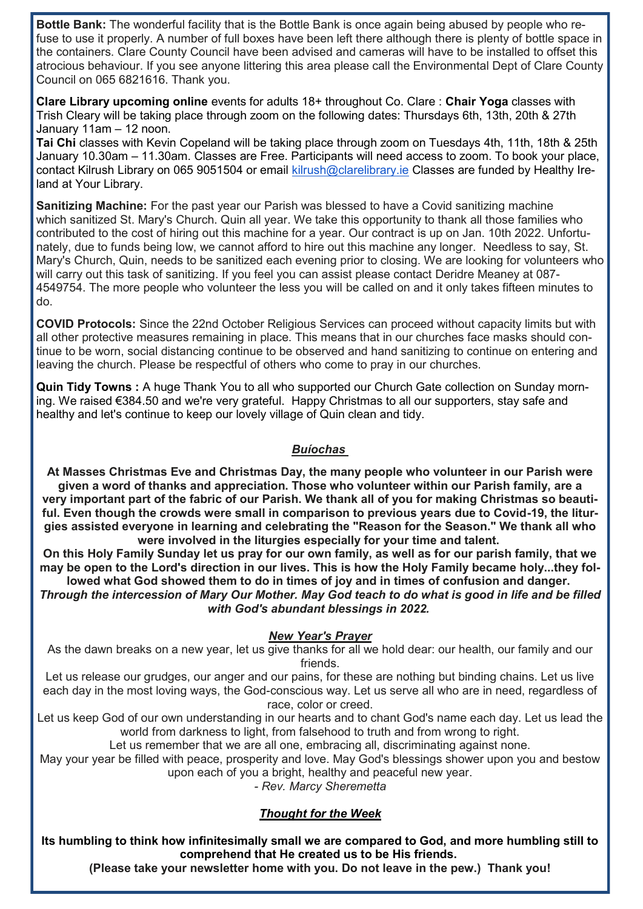**Bottle Bank:** The wonderful facility that is the Bottle Bank is once again being abused by people who refuse to use it properly. A number of full boxes have been left there although there is plenty of bottle space in the containers. Clare County Council have been advised and cameras will have to be installed to offset this atrocious behaviour. If you see anyone littering this area please call the Environmental Dept of Clare County Council on 065 6821616. Thank you.

**Clare Library upcoming online** events for adults 18+ throughout Co. Clare : **Chair Yoga** classes with Trish Cleary will be taking place through zoom on the following dates: Thursdays 6th, 13th, 20th & 27th January 11am – 12 noon.

**Tai Chi** classes with Kevin Copeland will be taking place through zoom on Tuesdays 4th, 11th, 18th & 25th January 10.30am – 11.30am. Classes are Free. Participants will need access to zoom. To book your place, contact Kilrush Library on 065 9051504 or email kilrush@clarelibrary.ie Classes are funded by Healthy Ireland at Your Library.

**Sanitizing Machine:** For the past year our Parish was blessed to have a Covid sanitizing machine which sanitized St. Mary's Church. Quin all year. We take this opportunity to thank all those families who contributed to the cost of hiring out this machine for a year. Our contract is up on Jan. 10th 2022. Unfortunately, due to funds being low, we cannot afford to hire out this machine any longer. Needless to say, St. Mary's Church, Quin, needs to be sanitized each evening prior to closing. We are looking for volunteers who will carry out this task of sanitizing. If you feel you can assist please contact Deridre Meaney at 087-4549754. The more people who volunteer the less you will be called on and it only takes fifteen minutes to do.

**COVID Protocols:** Since the 22nd October Religious Services can proceed without capacity limits but with all other protective measures remaining in place. This means that in our churches face masks should continue to be worn, social distancing continue to be observed and hand sanitizing to continue on entering and leaving the church. Please be respectful of others who come to pray in our churches.

**Quin Tidy Towns :** A huge Thank You to all who supported our Church Gate collection on Sunday morning. We raised €384.50 and we're very grateful. Happy Christmas to all our supporters, stay safe and healthy and let's continue to keep our lovely village of Quin clean and tidy.

## ***Buíochas***

**At Masses Christmas Eve and Christmas Day, the many people who volunteer in our Parish were given a word of thanks and appreciation. Those who volunteer within our Parish family, are a very important part of the fabric of our Parish. We thank all of you for making Christmas so beautiful. Even though the crowds were small in comparison to previous years due to Covid-19, the liturgies assisted everyone in learning and celebrating the "Reason for the Season." We thank all who were involved in the liturgies especially for your time and talent.**

**On this Holy Family Sunday let us pray for our own family, as well as for our parish family, that we may be open to the Lord's direction in our lives. This is how the Holy Family became holy...they followed what God showed them to do in times of joy and in times of confusion and danger.**

***Through the intercession of Mary Our Mother. May God teach to do what is good in life and be filled with God's abundant blessings in 2022.***

## ***New Year's Prayer***

As the dawn breaks on a new year, let us give thanks for all we hold dear: our health, our family and our friends.

Let us release our grudges, our anger and our pains, for these are nothing but binding chains. Let us live each day in the most loving ways, the God-conscious way. Let us serve all who are in need, regardless of race, color or creed.

Let us keep God of our own understanding in our hearts and to chant God's name each day. Let us lead the world from darkness to light, from falsehood to truth and from wrong to right.

Let us remember that we are all one, embracing all, discriminating against none.

May your year be filled with peace, prosperity and love. May God's blessings shower upon you and bestow upon each of you a bright, healthy and peaceful new year.

*- Rev. Marcy Sheremetta*

## ***Thought for the Week***

**Its humbling to think how infinitesimally small we are compared to God, and more humbling still to comprehend that He created us to be His friends.**

**(Please take your newsletter home with you. Do not leave in the pew.) Thank you!**